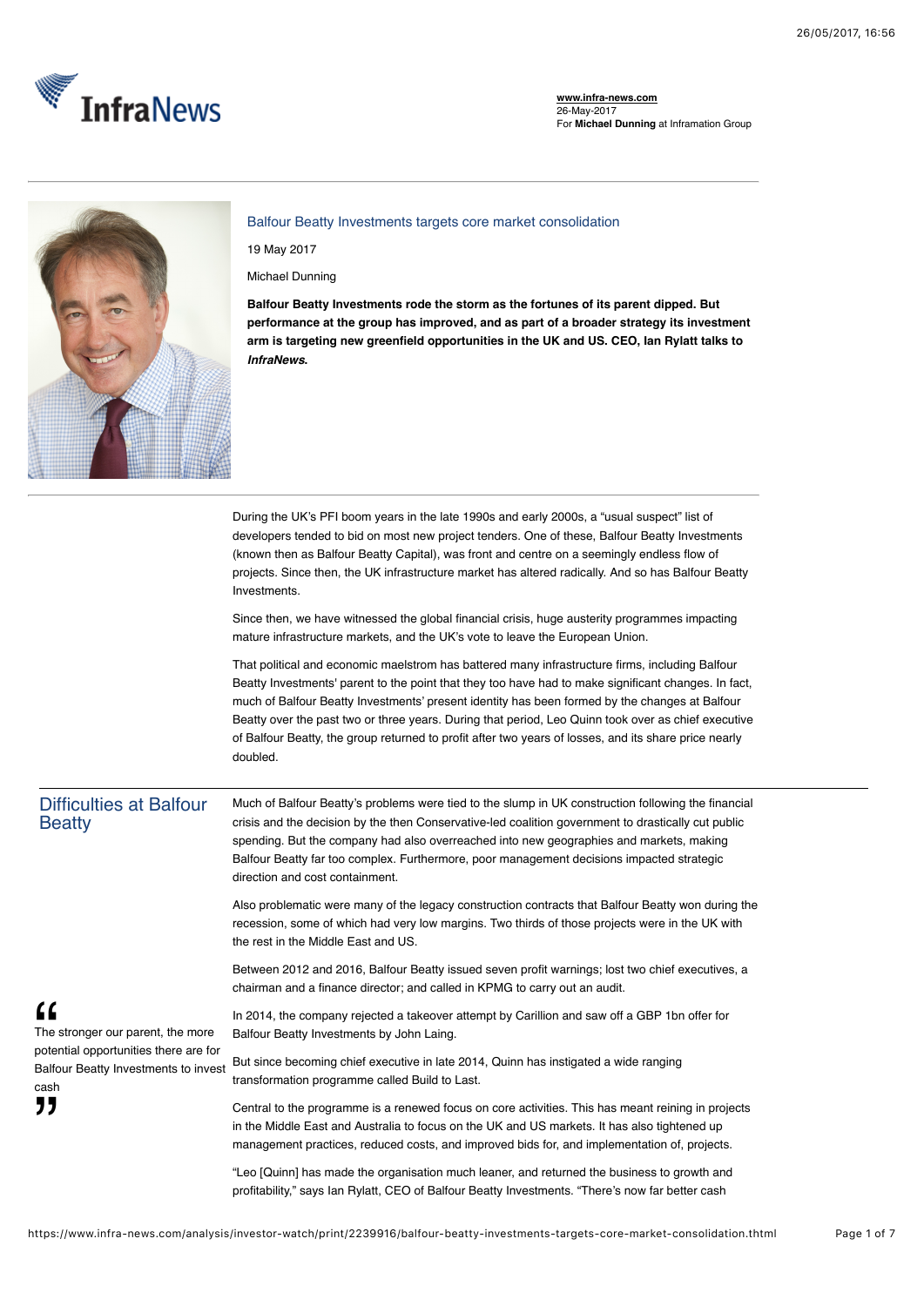www.infra-news.com
26-May-2017
For **Michael Dunning** at Inframation Group

# Balfour Beatty Investments targets core market consolidation

19 May 2017

Michael Dunning

**Balfour Beatty Investments rode the storm as the fortunes of its parent dipped. But performance at the group has improved, and as part of a broader strategy its investment arm is targeting new greenfield opportunities in the UK and US. CEO, Ian Rylatt talks to *InfraNews*.**

During the UK's PFI boom years in the late 1990s and early 2000s, a "usual suspect" list of developers tended to bid on most new project tenders. One of these, Balfour Beatty Investments (known then as Balfour Beatty Capital), was front and centre on a seemingly endless flow of projects. Since then, the UK infrastructure market has altered radically. And so has Balfour Beatty Investments.

Since then, we have witnessed the global financial crisis, huge austerity programmes impacting mature infrastructure markets, and the UK's vote to leave the European Union.

That political and economic maelstrom has battered many infrastructure firms, including Balfour Beatty Investments' parent to the point that they too have had to make significant changes. In fact, much of Balfour Beatty Investments' present identity has been formed by the changes at Balfour Beatty over the past two or three years. During that period, Leo Quinn took over as chief executive of Balfour Beatty, the group returned to profit after two years of losses, and its share price nearly doubled.

## Difficulties at Balfour Beatty

Much of Balfour Beatty's problems were tied to the slump in UK construction following the financial crisis and the decision by the then Conservative-led coalition government to drastically cut public spending. But the company had also overreached into new geographies and markets, making Balfour Beatty far too complex. Furthermore, poor management decisions impacted strategic direction and cost containment.

Also problematic were many of the legacy construction contracts that Balfour Beatty won during the recession, some of which had very low margins. Two thirds of those projects were in the UK with the rest in the Middle East and US.

Between 2012 and 2016, Balfour Beatty issued seven profit warnings; lost two chief executives, a chairman and a finance director; and called in KPMG to carry out an audit.

> "The stronger our parent, the more potential opportunities there are for Balfour Beatty Investments to invest cash"

In 2014, the company rejected a takeover attempt by Carillion and saw off a GBP 1bn offer for Balfour Beatty Investments by John Laing.

But since becoming chief executive in late 2014, Quinn has instigated a wide ranging transformation programme called Build to Last.

Central to the programme is a renewed focus on core activities. This has meant reining in projects in the Middle East and Australia to focus on the UK and US markets. It has also tightened up management practices, reduced costs, and improved bids for, and implementation of, projects.

"Leo [Quinn] has made the organisation much leaner, and returned the business to growth and profitability," says Ian Rylatt, CEO of Balfour Beatty Investments. "There's now far better cash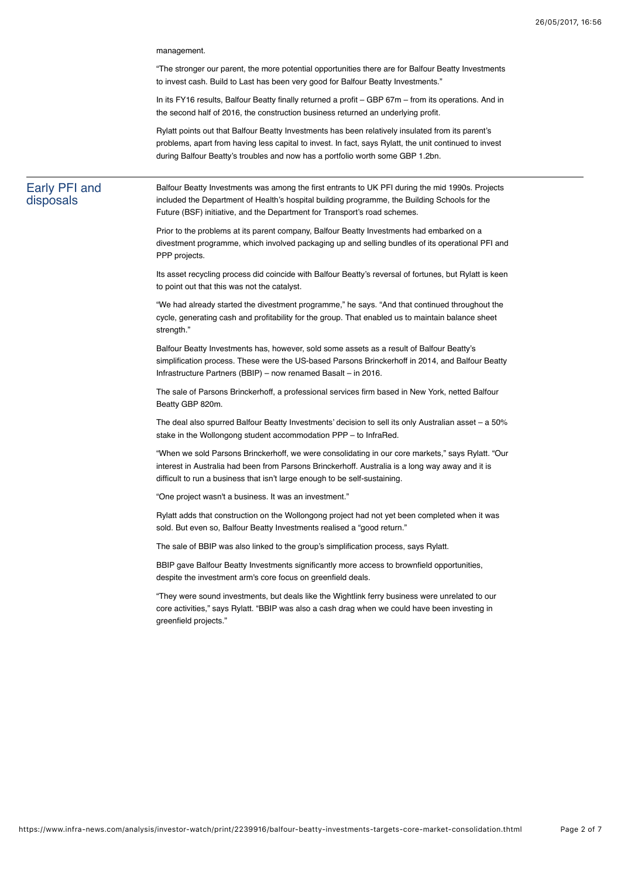management.

"The stronger our parent, the more potential opportunities there are for Balfour Beatty Investments to invest cash. Build to Last has been very good for Balfour Beatty Investments."

In its FY16 results, Balfour Beatty finally returned a profit – GBP 67m – from its operations. And in the second half of 2016, the construction business returned an underlying profit.

Rylatt points out that Balfour Beatty Investments has been relatively insulated from its parent's problems, apart from having less capital to invest. In fact, says Rylatt, the unit continued to invest during Balfour Beatty's troubles and now has a portfolio worth some GBP 1.2bn.

## Early PFI and disposals

Balfour Beatty Investments was among the first entrants to UK PFI during the mid 1990s. Projects included the Department of Health's hospital building programme, the Building Schools for the Future (BSF) initiative, and the Department for Transport's road schemes.

Prior to the problems at its parent company, Balfour Beatty Investments had embarked on a divestment programme, which involved packaging up and selling bundles of its operational PFI and PPP projects.

Its asset recycling process did coincide with Balfour Beatty's reversal of fortunes, but Rylatt is keen to point out that this was not the catalyst.

"We had already started the divestment programme," he says. "And that continued throughout the cycle, generating cash and profitability for the group. That enabled us to maintain balance sheet strength."

Balfour Beatty Investments has, however, sold some assets as a result of Balfour Beatty's simplification process. These were the US-based Parsons Brinckerhoff in 2014, and Balfour Beatty Infrastructure Partners (BBIP) – now renamed Basalt – in 2016.

The sale of Parsons Brinckerhoff, a professional services firm based in New York, netted Balfour Beatty GBP 820m.

The deal also spurred Balfour Beatty Investments' decision to sell its only Australian asset – a 50% stake in the Wollongong student accommodation PPP – to InfraRed.

"When we sold Parsons Brinckerhoff, we were consolidating in our core markets," says Rylatt. "Our interest in Australia had been from Parsons Brinckerhoff. Australia is a long way away and it is difficult to run a business that isn't large enough to be self-sustaining.

"One project wasn't a business. It was an investment."

Rylatt adds that construction on the Wollongong project had not yet been completed when it was sold. But even so, Balfour Beatty Investments realised a "good return."

The sale of BBIP was also linked to the group's simplification process, says Rylatt.

BBIP gave Balfour Beatty Investments significantly more access to brownfield opportunities, despite the investment arm's core focus on greenfield deals.

"They were sound investments, but deals like the Wightlink ferry business were unrelated to our core activities," says Rylatt. "BBIP was also a cash drag when we could have been investing in greenfield projects."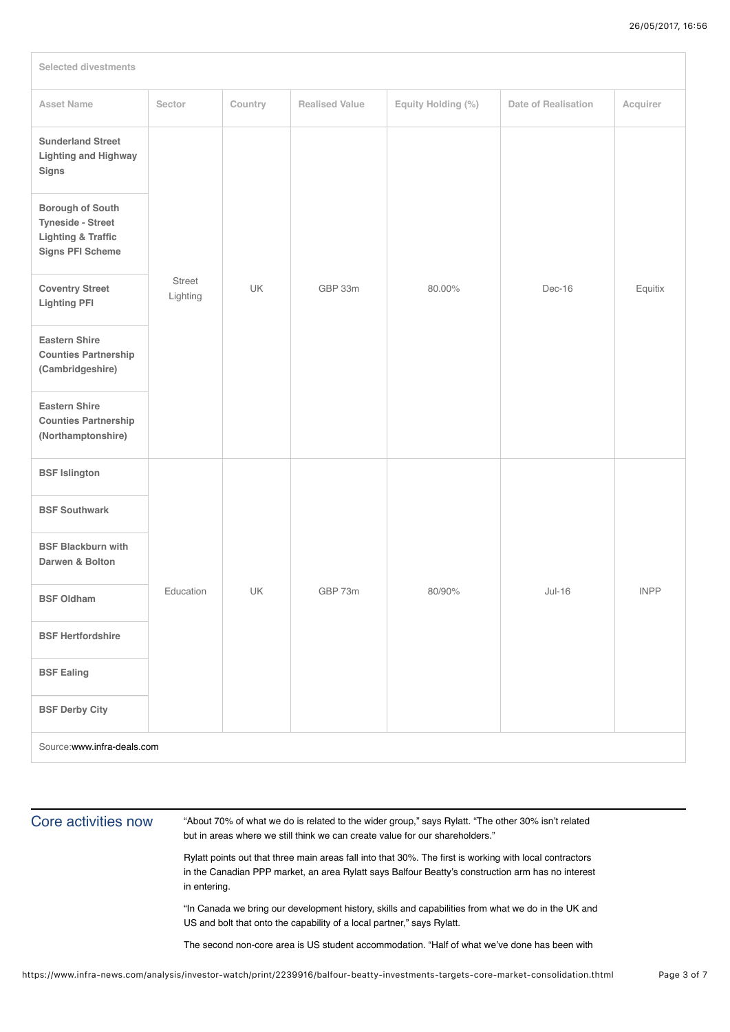| Selected divestments | | | | | | |
|---|---|---|---|---|---|---|
| **Asset Name** | **Sector** | **Country** | **Realised Value** | **Equity Holding (%)** | **Date of Realisation** | **Acquirer** |
| **Sunderland Street Lighting and Highway Signs** | Street Lighting | UK | GBP 33m | 80.00% | Dec-16 | Equitix |
| **Borough of South Tyneside - Street Lighting & Traffic Signs PFI Scheme** | | | | | | |
| **Coventry Street Lighting PFI** | | | | | | |
| **Eastern Shire Counties Partnership (Cambridgeshire)** | | | | | | |
| **Eastern Shire Counties Partnership (Northamptonshire)** | | | | | | |
| **BSF Islington** | Education | UK | GBP 73m | 80/90% | Jul-16 | INPP |
| **BSF Southwark** | | | | | | |
| **BSF Blackburn with Darwen & Bolton** | | | | | | |
| **BSF Oldham** | | | | | | |
| **BSF Hertfordshire** | | | | | | |
| **BSF Ealing** | | | | | | |
| **BSF Derby City** | | | | | | |

Source: www.infra-deals.com

## Core activities now

"About 70% of what we do is related to the wider group," says Rylatt. "The other 30% isn't related but in areas where we still think we can create value for our shareholders."

Rylatt points out that three main areas fall into that 30%. The first is working with local contractors in the Canadian PPP market, an area Rylatt says Balfour Beatty's construction arm has no interest in entering.

"In Canada we bring our development history, skills and capabilities from what we do in the UK and US and bolt that onto the capability of a local partner," says Rylatt.

The second non-core area is US student accommodation. "Half of what we've done has been with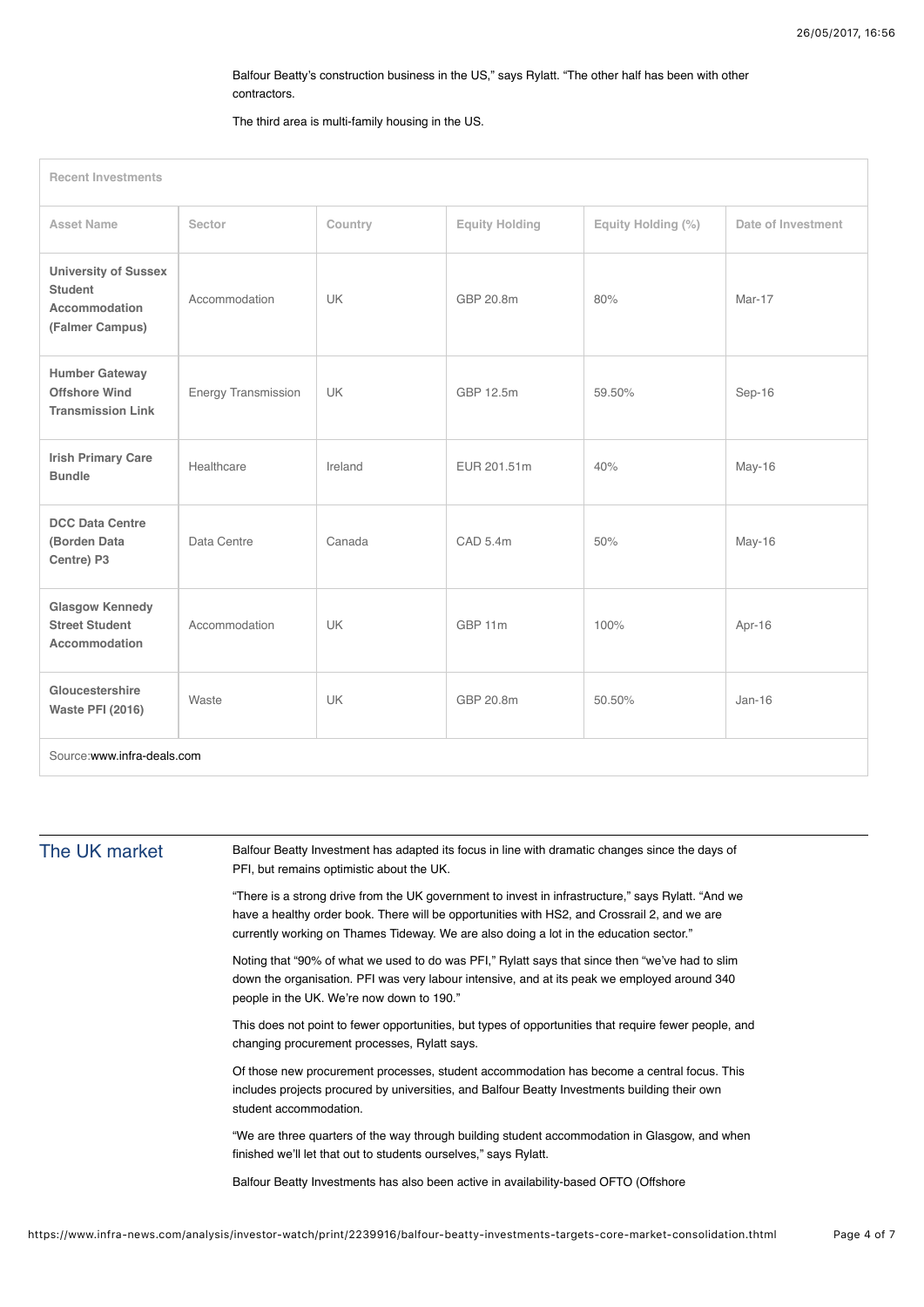Balfour Beatty's construction business in the US," says Rylatt. "The other half has been with other contractors.

The third area is multi-family housing in the US.

**Recent Investments**

| Asset Name | Sector | Country | Equity Holding | Equity Holding (%) | Date of Investment |
|---|---|---|---|---|---|
| **University of Sussex Student Accommodation (Falmer Campus)** | Accommodation | UK | GBP 20.8m | 80% | Mar-17 |
| **Humber Gateway Offshore Wind Transmission Link** | Energy Transmission | UK | GBP 12.5m | 59.50% | Sep-16 |
| **Irish Primary Care Bundle** | Healthcare | Ireland | EUR 201.51m | 40% | May-16 |
| **DCC Data Centre (Borden Data Centre) P3** | Data Centre | Canada | CAD 5.4m | 50% | May-16 |
| **Glasgow Kennedy Street Student Accommodation** | Accommodation | UK | GBP 11m | 100% | Apr-16 |
| **Gloucestershire Waste PFI (2016)** | Waste | UK | GBP 20.8m | 50.50% | Jan-16 |

Source: www.infra-deals.com

## The UK market

Balfour Beatty Investment has adapted its focus in line with dramatic changes since the days of PFI, but remains optimistic about the UK.

"There is a strong drive from the UK government to invest in infrastructure," says Rylatt. "And we have a healthy order book. There will be opportunities with HS2, and Crossrail 2, and we are currently working on Thames Tideway. We are also doing a lot in the education sector."

Noting that "90% of what we used to do was PFI," Rylatt says that since then "we've had to slim down the organisation. PFI was very labour intensive, and at its peak we employed around 340 people in the UK. We're now down to 190."

This does not point to fewer opportunities, but types of opportunities that require fewer people, and changing procurement processes, Rylatt says.

Of those new procurement processes, student accommodation has become a central focus. This includes projects procured by universities, and Balfour Beatty Investments building their own student accommodation.

"We are three quarters of the way through building student accommodation in Glasgow, and when finished we'll let that out to students ourselves," says Rylatt.

Balfour Beatty Investments has also been active in availability-based OFTO (Offshore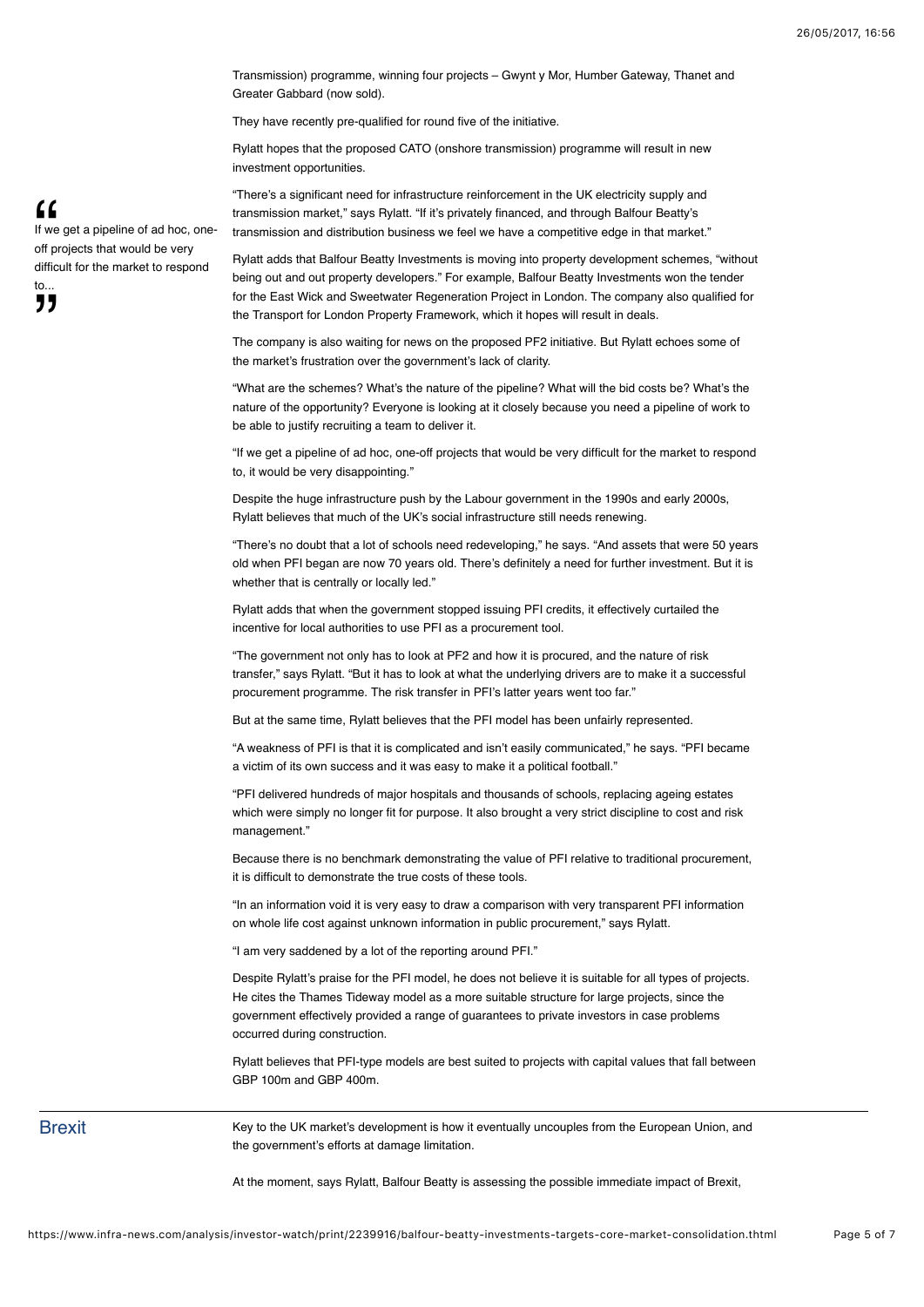Transmission) programme, winning four projects – Gwynt y Mor, Humber Gateway, Thanet and Greater Gabbard (now sold).

They have recently pre-qualified for round five of the initiative.

Rylatt hopes that the proposed CATO (onshore transmission) programme will result in new investment opportunities.

> If we get a pipeline of ad hoc, one-off projects that would be very difficult for the market to respond to...

"There's a significant need for infrastructure reinforcement in the UK electricity supply and transmission market," says Rylatt. "If it's privately financed, and through Balfour Beatty's transmission and distribution business we feel we have a competitive edge in that market."

Rylatt adds that Balfour Beatty Investments is moving into property development schemes, "without being out and out property developers." For example, Balfour Beatty Investments won the tender for the East Wick and Sweetwater Regeneration Project in London. The company also qualified for the Transport for London Property Framework, which it hopes will result in deals.

The company is also waiting for news on the proposed PF2 initiative. But Rylatt echoes some of the market's frustration over the government's lack of clarity.

"What are the schemes? What's the nature of the pipeline? What will the bid costs be? What's the nature of the opportunity? Everyone is looking at it closely because you need a pipeline of work to be able to justify recruiting a team to deliver it.

"If we get a pipeline of ad hoc, one-off projects that would be very difficult for the market to respond to, it would be very disappointing."

Despite the huge infrastructure push by the Labour government in the 1990s and early 2000s, Rylatt believes that much of the UK's social infrastructure still needs renewing.

"There's no doubt that a lot of schools need redeveloping," he says. "And assets that were 50 years old when PFI began are now 70 years old. There's definitely a need for further investment. But it is whether that is centrally or locally led."

Rylatt adds that when the government stopped issuing PFI credits, it effectively curtailed the incentive for local authorities to use PFI as a procurement tool.

"The government not only has to look at PF2 and how it is procured, and the nature of risk transfer," says Rylatt. "But it has to look at what the underlying drivers are to make it a successful procurement programme. The risk transfer in PFI's latter years went too far."

But at the same time, Rylatt believes that the PFI model has been unfairly represented.

"A weakness of PFI is that it is complicated and isn't easily communicated," he says. "PFI became a victim of its own success and it was easy to make it a political football."

"PFI delivered hundreds of major hospitals and thousands of schools, replacing ageing estates which were simply no longer fit for purpose. It also brought a very strict discipline to cost and risk management."

Because there is no benchmark demonstrating the value of PFI relative to traditional procurement, it is difficult to demonstrate the true costs of these tools.

"In an information void it is very easy to draw a comparison with very transparent PFI information on whole life cost against unknown information in public procurement," says Rylatt.

"I am very saddened by a lot of the reporting around PFI."

Despite Rylatt's praise for the PFI model, he does not believe it is suitable for all types of projects. He cites the Thames Tideway model as a more suitable structure for large projects, since the government effectively provided a range of guarantees to private investors in case problems occurred during construction.

Rylatt believes that PFI-type models are best suited to projects with capital values that fall between GBP 100m and GBP 400m.

## Brexit

Key to the UK market's development is how it eventually uncouples from the European Union, and the government's efforts at damage limitation.

At the moment, says Rylatt, Balfour Beatty is assessing the possible immediate impact of Brexit,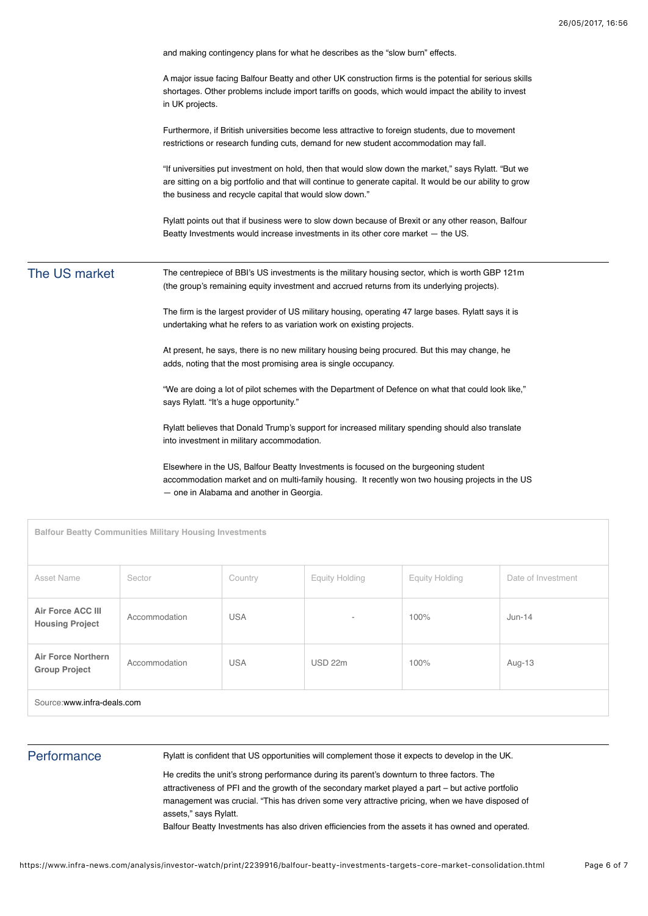and making contingency plans for what he describes as the "slow burn" effects.

A major issue facing Balfour Beatty and other UK construction firms is the potential for serious skills shortages. Other problems include import tariffs on goods, which would impact the ability to invest in UK projects.

Furthermore, if British universities become less attractive to foreign students, due to movement restrictions or research funding cuts, demand for new student accommodation may fall.

"If universities put investment on hold, then that would slow down the market," says Rylatt. "But we are sitting on a big portfolio and that will continue to generate capital. It would be our ability to grow the business and recycle capital that would slow down."

Rylatt points out that if business were to slow down because of Brexit or any other reason, Balfour Beatty Investments would increase investments in its other core market — the US.

## The US market

The centrepiece of BBI's US investments is the military housing sector, which is worth GBP 121m (the group's remaining equity investment and accrued returns from its underlying projects).

The firm is the largest provider of US military housing, operating 47 large bases. Rylatt says it is undertaking what he refers to as variation work on existing projects.

At present, he says, there is no new military housing being procured. But this may change, he adds, noting that the most promising area is single occupancy.

"We are doing a lot of pilot schemes with the Department of Defence on what that could look like," says Rylatt. "It's a huge opportunity."

Rylatt believes that Donald Trump's support for increased military spending should also translate into investment in military accommodation.

Elsewhere in the US, Balfour Beatty Investments is focused on the burgeoning student accommodation market and on multi-family housing. It recently won two housing projects in the US — one in Alabama and another in Georgia.

**Balfour Beatty Communities Military Housing Investments**

| Asset Name | Sector | Country | Equity Holding | Equity Holding | Date of Investment |
|---|---|---|---|---|---|
| **Air Force ACC III Housing Project** | Accommodation | USA | - | 100% | Jun-14 |
| **Air Force Northern Group Project** | Accommodation | USA | USD 22m | 100% | Aug-13 |

Source:www.infra-deals.com

## Performance

Rylatt is confident that US opportunities will complement those it expects to develop in the UK.

He credits the unit's strong performance during its parent's downturn to three factors. The attractiveness of PFI and the growth of the secondary market played a part – but active portfolio management was crucial. "This has driven some very attractive pricing, when we have disposed of assets," says Rylatt.

Balfour Beatty Investments has also driven efficiencies from the assets it has owned and operated.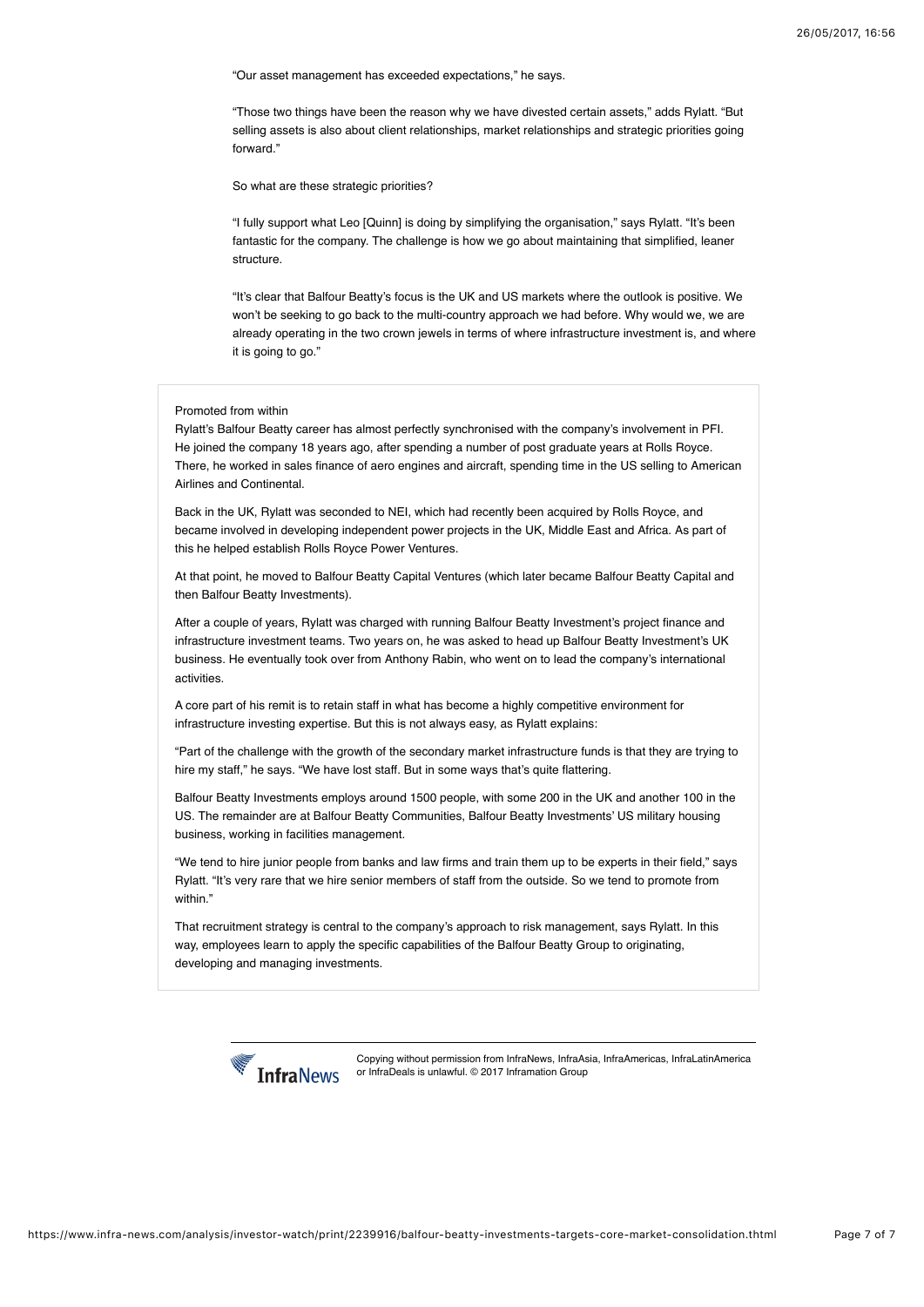"Our asset management has exceeded expectations," he says.

"Those two things have been the reason why we have divested certain assets," adds Rylatt. "But selling assets is also about client relationships, market relationships and strategic priorities going forward."

So what are these strategic priorities?

"I fully support what Leo [Quinn] is doing by simplifying the organisation," says Rylatt. "It's been fantastic for the company. The challenge is how we go about maintaining that simplified, leaner structure.

"It's clear that Balfour Beatty's focus is the UK and US markets where the outlook is positive. We won't be seeking to go back to the multi-country approach we had before. Why would we, we are already operating in the two crown jewels in terms of where infrastructure investment is, and where it is going to go."

### Promoted from within

Rylatt's Balfour Beatty career has almost perfectly synchronised with the company's involvement in PFI. He joined the company 18 years ago, after spending a number of post graduate years at Rolls Royce. There, he worked in sales finance of aero engines and aircraft, spending time in the US selling to American Airlines and Continental.

Back in the UK, Rylatt was seconded to NEI, which had recently been acquired by Rolls Royce, and became involved in developing independent power projects in the UK, Middle East and Africa. As part of this he helped establish Rolls Royce Power Ventures.

At that point, he moved to Balfour Beatty Capital Ventures (which later became Balfour Beatty Capital and then Balfour Beatty Investments).

After a couple of years, Rylatt was charged with running Balfour Beatty Investment's project finance and infrastructure investment teams. Two years on, he was asked to head up Balfour Beatty Investment's UK business. He eventually took over from Anthony Rabin, who went on to lead the company's international activities.

A core part of his remit is to retain staff in what has become a highly competitive environment for infrastructure investing expertise. But this is not always easy, as Rylatt explains:

"Part of the challenge with the growth of the secondary market infrastructure funds is that they are trying to hire my staff," he says. "We have lost staff. But in some ways that's quite flattering.

Balfour Beatty Investments employs around 1500 people, with some 200 in the UK and another 100 in the US. The remainder are at Balfour Beatty Communities, Balfour Beatty Investments' US military housing business, working in facilities management.

"We tend to hire junior people from banks and law firms and train them up to be experts in their field," says Rylatt. "It's very rare that we hire senior members of staff from the outside. So we tend to promote from within."

That recruitment strategy is central to the company's approach to risk management, says Rylatt. In this way, employees learn to apply the specific capabilities of the Balfour Beatty Group to originating, developing and managing investments.

Copying without permission from InfraNews, InfraAsia, InfraAmericas, InfraLatinAmerica or InfraDeals is unlawful. © 2017 Inframation Group